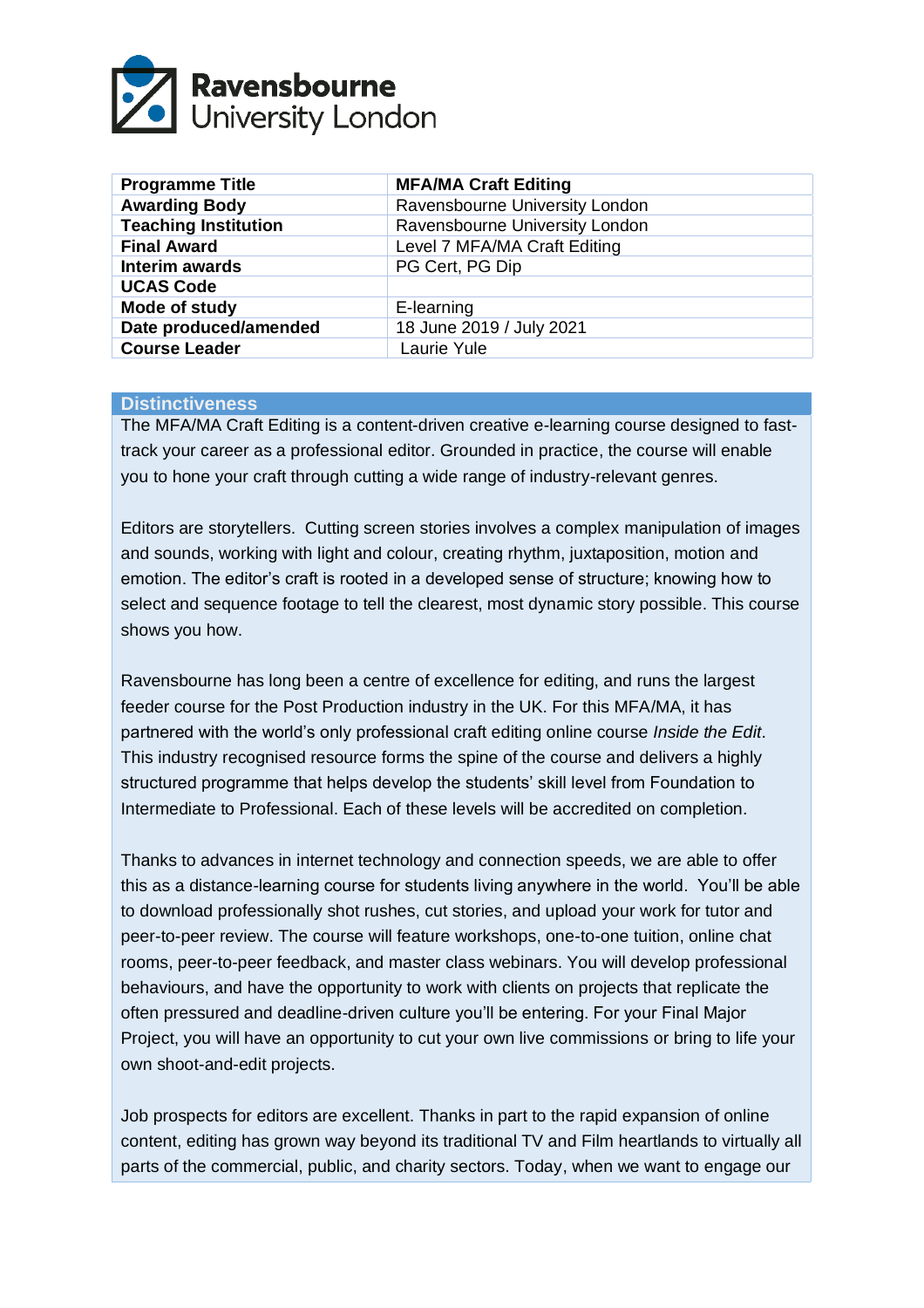Ravensbourne University London

| Programme Title | MFA/MA Craft Editing |
|---|---|
| Awarding Body | Ravensbourne University London |
| Teaching Institution | Ravensbourne University London |
| Final Award | Level 7 MFA/MA Craft Editing |
| Interim awards | PG Cert, PG Dip |
| UCAS Code | |
| Mode of study | E-learning |
| Date produced/amended | 18 June 2019 / July 2021 |
| Course Leader | Laurie Yule |

## Distinctiveness

The MFA/MA Craft Editing is a content-driven creative e-learning course designed to fast-track your career as a professional editor. Grounded in practice, the course will enable you to hone your craft through cutting a wide range of industry-relevant genres.

Editors are storytellers. Cutting screen stories involves a complex manipulation of images and sounds, working with light and colour, creating rhythm, juxtaposition, motion and emotion. The editor's craft is rooted in a developed sense of structure; knowing how to select and sequence footage to tell the clearest, most dynamic story possible. This course shows you how.

Ravensbourne has long been a centre of excellence for editing, and runs the largest feeder course for the Post Production industry in the UK. For this MFA/MA, it has partnered with the world's only professional craft editing online course *Inside the Edit*. This industry recognised resource forms the spine of the course and delivers a highly structured programme that helps develop the students' skill level from Foundation to Intermediate to Professional. Each of these levels will be accredited on completion.

Thanks to advances in internet technology and connection speeds, we are able to offer this as a distance-learning course for students living anywhere in the world. You'll be able to download professionally shot rushes, cut stories, and upload your work for tutor and peer-to-peer review. The course will feature workshops, one-to-one tuition, online chat rooms, peer-to-peer feedback, and master class webinars. You will develop professional behaviours, and have the opportunity to work with clients on projects that replicate the often pressured and deadline-driven culture you'll be entering. For your Final Major Project, you will have an opportunity to cut your own live commissions or bring to life your own shoot-and-edit projects.

Job prospects for editors are excellent. Thanks in part to the rapid expansion of online content, editing has grown way beyond its traditional TV and Film heartlands to virtually all parts of the commercial, public, and charity sectors. Today, when we want to engage our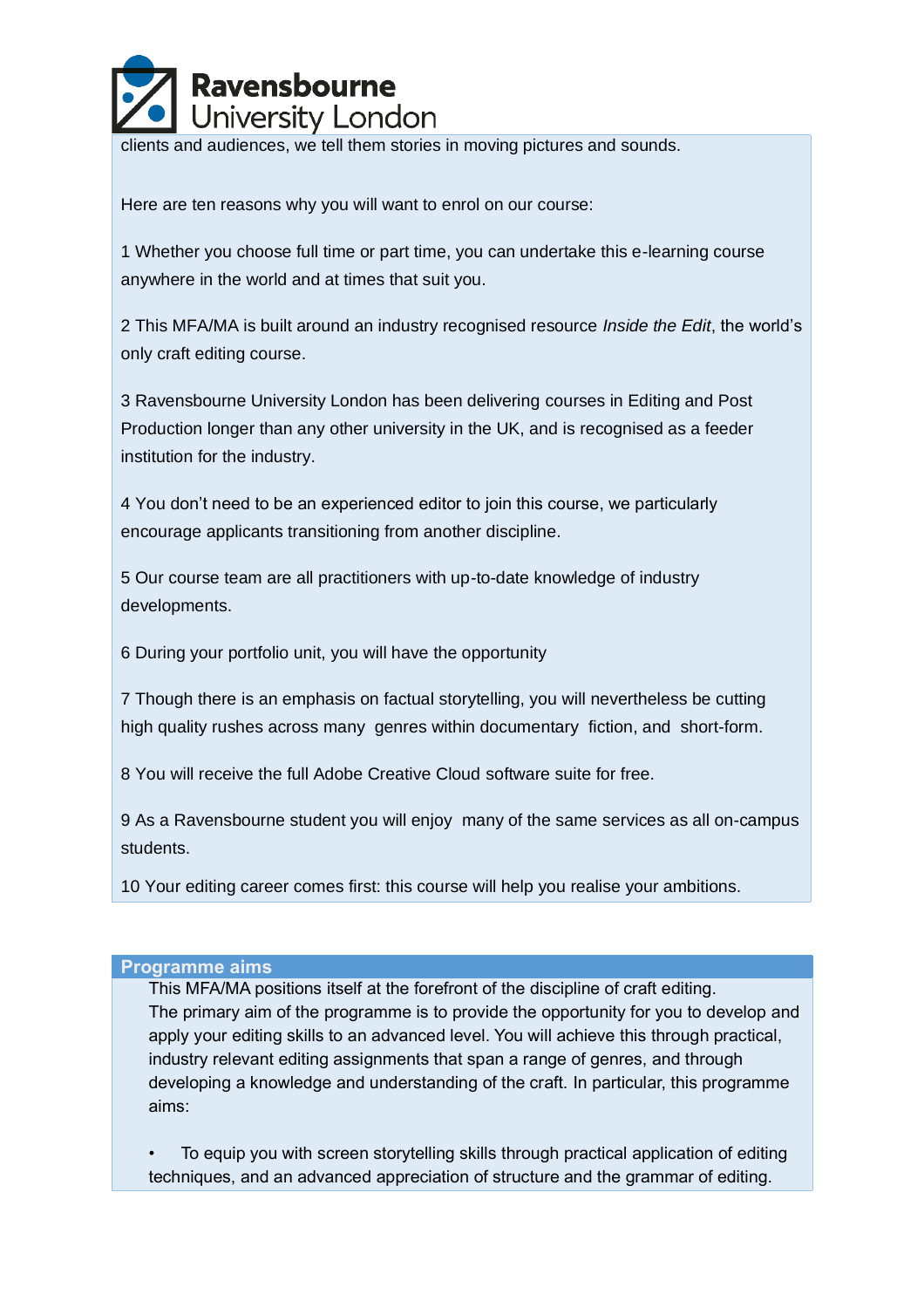clients and audiences, we tell them stories in moving pictures and sounds.

Here are ten reasons why you will want to enrol on our course:

1 Whether you choose full time or part time, you can undertake this e-learning course anywhere in the world and at times that suit you.

2 This MFA/MA is built around an industry recognised resource *Inside the Edit*, the world's only craft editing course.

3 Ravensbourne University London has been delivering courses in Editing and Post Production longer than any other university in the UK, and is recognised as a feeder institution for the industry.

4 You don't need to be an experienced editor to join this course, we particularly encourage applicants transitioning from another discipline.

5 Our course team are all practitioners with up-to-date knowledge of industry developments.

6 During your portfolio unit, you will have the opportunity

7 Though there is an emphasis on factual storytelling, you will nevertheless be cutting high quality rushes across many genres within documentary fiction, and short-form.

8 You will receive the full Adobe Creative Cloud software suite for free.

9 As a Ravensbourne student you will enjoy many of the same services as all on-campus students.

10 Your editing career comes first: this course will help you realise your ambitions.

## Programme aims

This MFA/MA positions itself at the forefront of the discipline of craft editing. The primary aim of the programme is to provide the opportunity for you to develop and apply your editing skills to an advanced level. You will achieve this through practical, industry relevant editing assignments that span a range of genres, and through developing a knowledge and understanding of the craft. In particular, this programme aims:

- To equip you with screen storytelling skills through practical application of editing techniques, and an advanced appreciation of structure and the grammar of editing.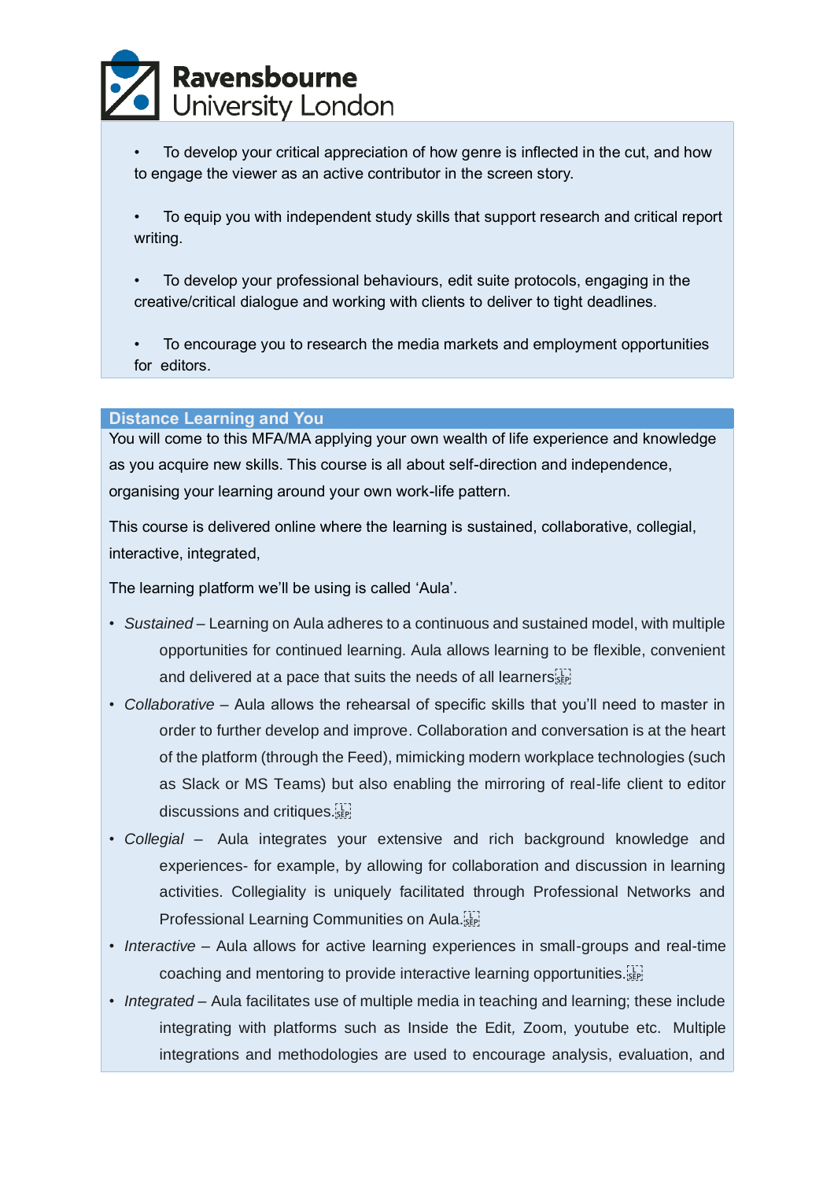- To develop your critical appreciation of how genre is inflected in the cut, and how to engage the viewer as an active contributor in the screen story.

- To equip you with independent study skills that support research and critical report writing.

- To develop your professional behaviours, edit suite protocols, engaging in the creative/critical dialogue and working with clients to deliver to tight deadlines.

- To encourage you to research the media markets and employment opportunities for editors.

## Distance Learning and You

You will come to this MFA/MA applying your own wealth of life experience and knowledge as you acquire new skills. This course is all about self-direction and independence, organising your learning around your own work-life pattern.

This course is delivered online where the learning is sustained, collaborative, collegial, interactive, integrated,

The learning platform we'll be using is called 'Aula'.

- *Sustained* – Learning on Aula adheres to a continuous and sustained model, with multiple opportunities for continued learning. Aula allows learning to be flexible, convenient and delivered at a pace that suits the needs of all learners
- *Collaborative* – Aula allows the rehearsal of specific skills that you'll need to master in order to further develop and improve. Collaboration and conversation is at the heart of the platform (through the Feed), mimicking modern workplace technologies (such as Slack or MS Teams) but also enabling the mirroring of real-life client to editor discussions and critiques.
- *Collegial* – Aula integrates your extensive and rich background knowledge and experiences- for example, by allowing for collaboration and discussion in learning activities. Collegiality is uniquely facilitated through Professional Networks and Professional Learning Communities on Aula.
- *Interactive* – Aula allows for active learning experiences in small-groups and real-time coaching and mentoring to provide interactive learning opportunities.
- *Integrated* – Aula facilitates use of multiple media in teaching and learning; these include integrating with platforms such as Inside the Edit, Zoom, youtube etc. Multiple integrations and methodologies are used to encourage analysis, evaluation, and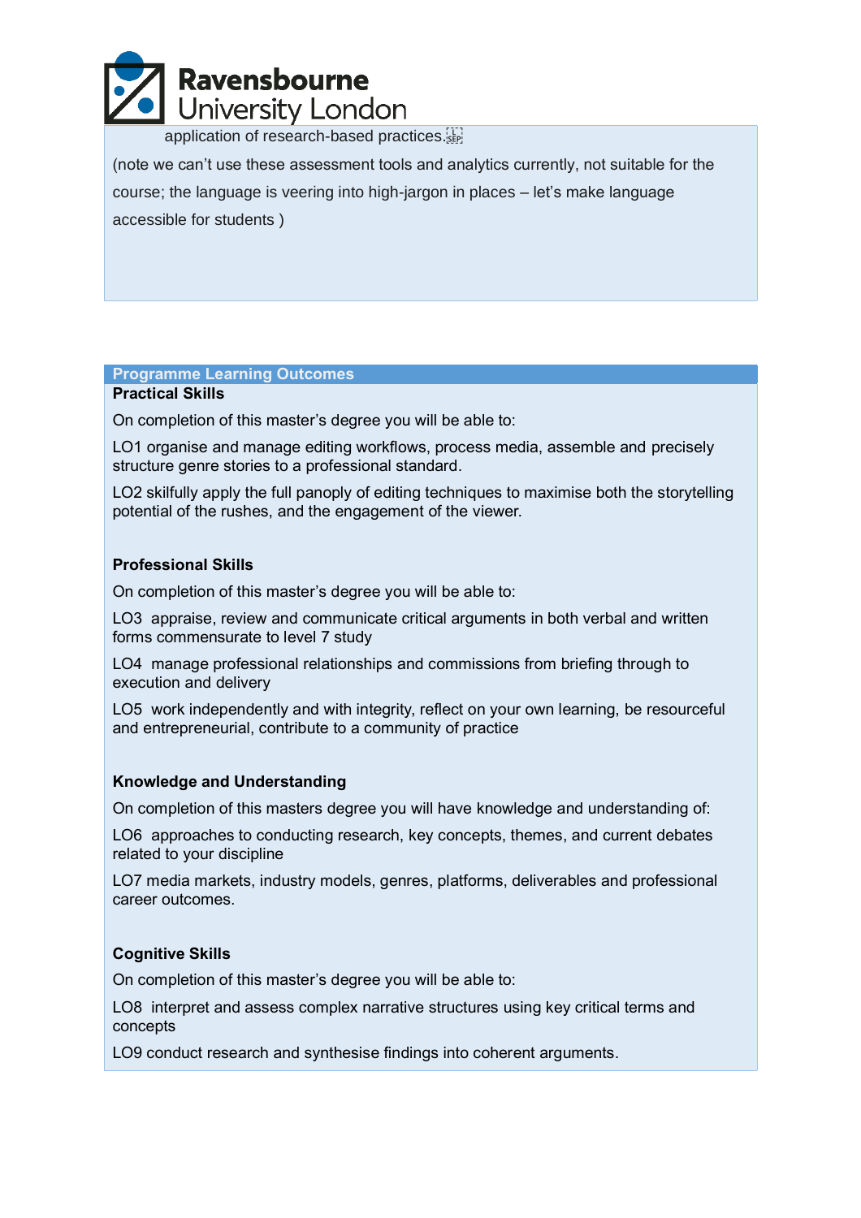application of research-based practices.

(note we can't use these assessment tools and analytics currently, not suitable for the course; the language is veering into high-jargon in places – let's make language accessible for students )

## Programme Learning Outcomes

**Practical Skills**

On completion of this master's degree you will be able to:

LO1 organise and manage editing workflows, process media, assemble and precisely structure genre stories to a professional standard.

LO2 skilfully apply the full panoply of editing techniques to maximise both the storytelling potential of the rushes, and the engagement of the viewer.

**Professional Skills**

On completion of this master's degree you will be able to:

LO3 appraise, review and communicate critical arguments in both verbal and written forms commensurate to level 7 study

LO4 manage professional relationships and commissions from briefing through to execution and delivery

LO5 work independently and with integrity, reflect on your own learning, be resourceful and entrepreneurial, contribute to a community of practice

**Knowledge and Understanding**

On completion of this masters degree you will have knowledge and understanding of:

LO6 approaches to conducting research, key concepts, themes, and current debates related to your discipline

LO7 media markets, industry models, genres, platforms, deliverables and professional career outcomes.

**Cognitive Skills**

On completion of this master's degree you will be able to:

LO8 interpret and assess complex narrative structures using key critical terms and concepts

LO9 conduct research and synthesise findings into coherent arguments.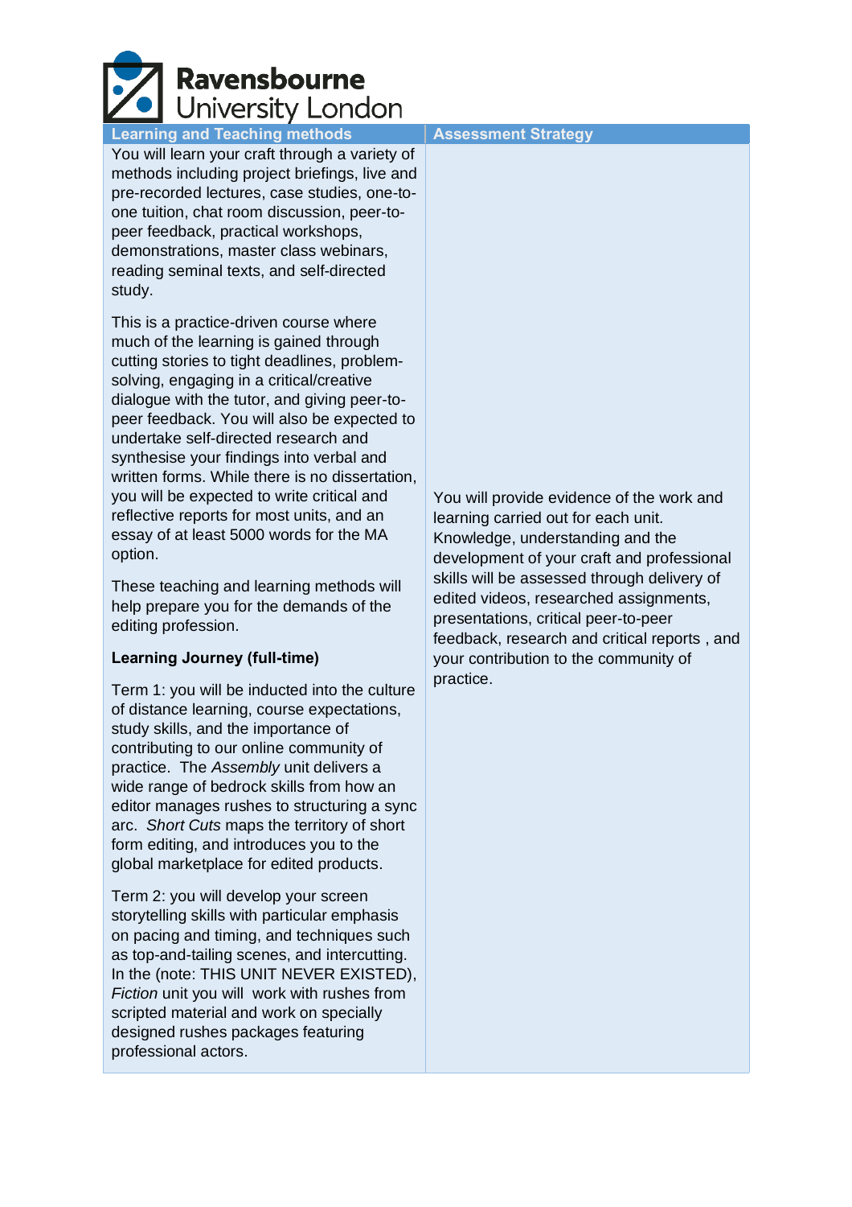| Learning and Teaching methods | Assessment Strategy |
| --- | --- |
| You will learn your craft through a variety of methods including project briefings, live and pre-recorded lectures, case studies, one-to-one tuition, chat room discussion, peer-to-peer feedback, practical workshops, demonstrations, master class webinars, reading seminal texts, and self-directed study.<br><br>This is a practice-driven course where much of the learning is gained through cutting stories to tight deadlines, problem-solving, engaging in a critical/creative dialogue with the tutor, and giving peer-to-peer feedback. You will also be expected to undertake self-directed research and synthesise your findings into verbal and written forms. While there is no dissertation, you will be expected to write critical and reflective reports for most units, and an essay of at least 5000 words for the MA option.<br><br>These teaching and learning methods will help prepare you for the demands of the editing profession.<br><br>**Learning Journey (full-time)**<br><br>Term 1: you will be inducted into the culture of distance learning, course expectations, study skills, and the importance of contributing to our online community of practice. The *Assembly* unit delivers a wide range of bedrock skills from how an editor manages rushes to structuring a sync arc. *Short Cuts* maps the territory of short form editing, and introduces you to the global marketplace for edited products.<br><br>Term 2: you will develop your screen storytelling skills with particular emphasis on pacing and timing, and techniques such as top-and-tailing scenes, and intercutting. In the (note: THIS UNIT NEVER EXISTED), *Fiction* unit you will work with rushes from scripted material and work on specially designed rushes packages featuring professional actors. | You will provide evidence of the work and learning carried out for each unit. Knowledge, understanding and the development of your craft and professional skills will be assessed through delivery of edited videos, researched assignments, presentations, critical peer-to-peer feedback, research and critical reports , and your contribution to the community of practice. |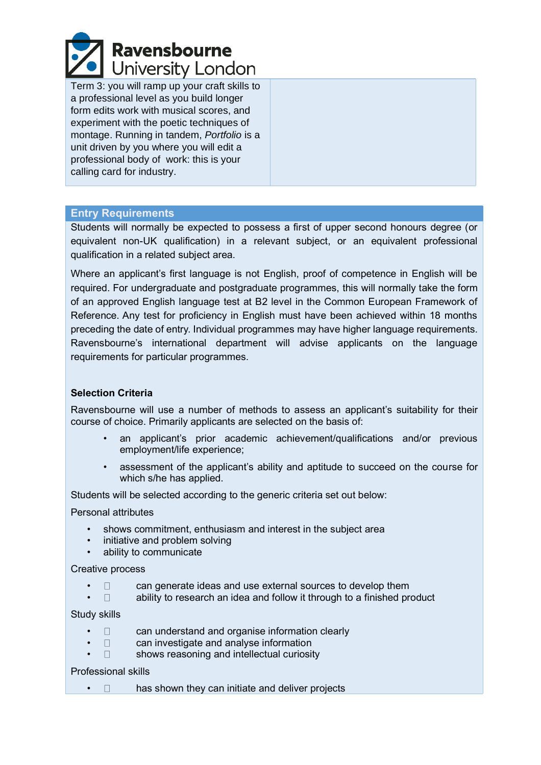| Term 3: you will ramp up your craft skills to a professional level as you build longer form edits work with musical scores, and experiment with the poetic techniques of montage. Running in tandem, *Portfolio* is a unit driven by you where you will edit a professional body of work: this is your calling card for industry. | |
|---|---|

## Entry Requirements

Students will normally be expected to possess a first of upper second honours degree (or equivalent non-UK qualification) in a relevant subject, or an equivalent professional qualification in a related subject area.

Where an applicant's first language is not English, proof of competence in English will be required. For undergraduate and postgraduate programmes, this will normally take the form of an approved English language test at B2 level in the Common European Framework of Reference. Any test for proficiency in English must have been achieved within 18 months preceding the date of entry. Individual programmes may have higher language requirements. Ravensbourne's international department will advise applicants on the language requirements for particular programmes.

**Selection Criteria**

Ravensbourne will use a number of methods to assess an applicant's suitability for their course of choice. Primarily applicants are selected on the basis of:

- an applicant's prior academic achievement/qualifications and/or previous employment/life experience;
- assessment of the applicant's ability and aptitude to succeed on the course for which s/he has applied.

Students will be selected according to the generic criteria set out below:

Personal attributes

- shows commitment, enthusiasm and interest in the subject area
- initiative and problem solving
- ability to communicate

Creative process

- can generate ideas and use external sources to develop them
- ability to research an idea and follow it through to a finished product

Study skills

- can understand and organise information clearly
- can investigate and analyse information
- shows reasoning and intellectual curiosity

Professional skills

- has shown they can initiate and deliver projects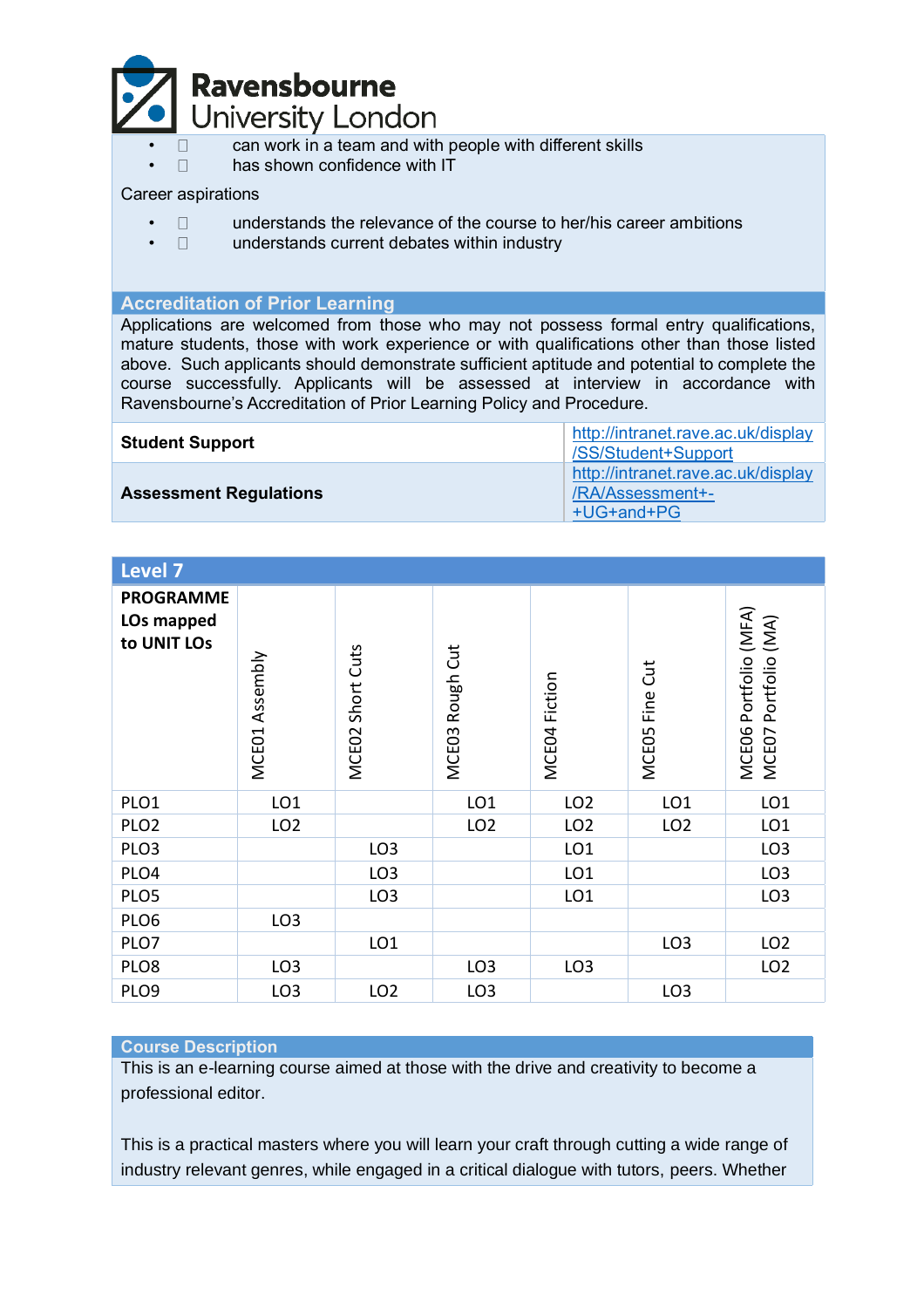- can work in a team and with people with different skills
- has shown confidence with IT

Career aspirations

- understands the relevance of the course to her/his career ambitions
- understands current debates within industry

## Accreditation of Prior Learning

Applications are welcomed from those who may not possess formal entry qualifications, mature students, those with work experience or with qualifications other than those listed above. Such applicants should demonstrate sufficient aptitude and potential to complete the course successfully. Applicants will be assessed at interview in accordance with Ravensbourne's Accreditation of Prior Learning Policy and Procedure.

| **Student Support** | http://intranet.rave.ac.uk/display/SS/Student+Support |
|---|---|
| **Assessment Regulations** | http://intranet.rave.ac.uk/display/RA/Assessment+-+UG+and+PG |

## Level 7

| **PROGRAMME LOs mapped to UNIT LOs** | MCE01 Assembly | MCE02 Short Cuts | MCE03 Rough Cut | MCE04 Fiction | MCE05 Fine Cut | MCE06 Portfolio (MFA) MCE07 Portfolio (MA) |
|---|---|---|---|---|---|---|
| PLO1 | LO1 | | LO1 | LO2 | LO1 | LO1 |
| PLO2 | LO2 | | LO2 | LO2 | LO2 | LO1 |
| PLO3 | | LO3 | | LO1 | | LO3 |
| PLO4 | | LO3 | | LO1 | | LO3 |
| PLO5 | | LO3 | | LO1 | | LO3 |
| PLO6 | LO3 | | | | | |
| PLO7 | | LO1 | | | LO3 | LO2 |
| PLO8 | LO3 | | LO3 | LO3 | | LO2 |
| PLO9 | LO3 | LO2 | LO3 | | LO3 | |

## Course Description

This is an e-learning course aimed at those with the drive and creativity to become a professional editor.

This is a practical masters where you will learn your craft through cutting a wide range of industry relevant genres, while engaged in a critical dialogue with tutors, peers. Whether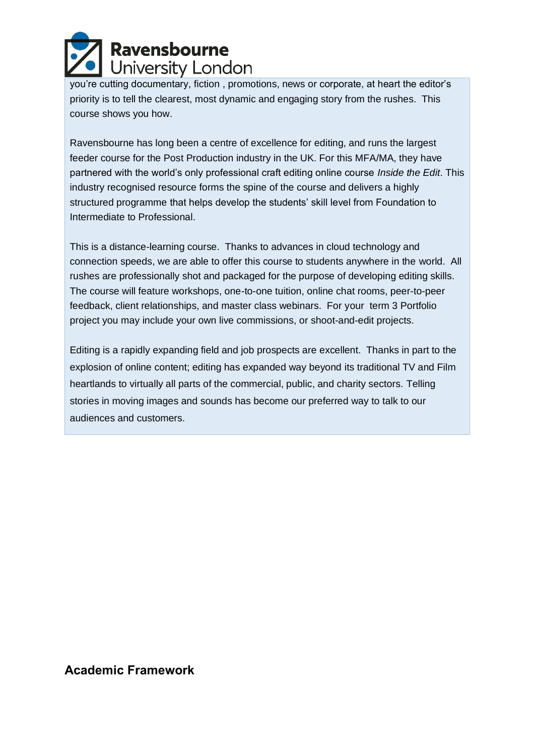you're cutting documentary, fiction , promotions, news or corporate, at heart the editor's priority is to tell the clearest, most dynamic and engaging story from the rushes. This course shows you how.

Ravensbourne has long been a centre of excellence for editing, and runs the largest feeder course for the Post Production industry in the UK. For this MFA/MA, they have partnered with the world's only professional craft editing online course *Inside the Edit*. This industry recognised resource forms the spine of the course and delivers a highly structured programme that helps develop the students' skill level from Foundation to Intermediate to Professional.

This is a distance-learning course. Thanks to advances in cloud technology and connection speeds, we are able to offer this course to students anywhere in the world. All rushes are professionally shot and packaged for the purpose of developing editing skills. The course will feature workshops, one-to-one tuition, online chat rooms, peer-to-peer feedback, client relationships, and master class webinars. For your term 3 Portfolio project you may include your own live commissions, or shoot-and-edit projects.

Editing is a rapidly expanding field and job prospects are excellent. Thanks in part to the explosion of online content; editing has expanded way beyond its traditional TV and Film heartlands to virtually all parts of the commercial, public, and charity sectors. Telling stories in moving images and sounds has become our preferred way to talk to our audiences and customers.

## Academic Framework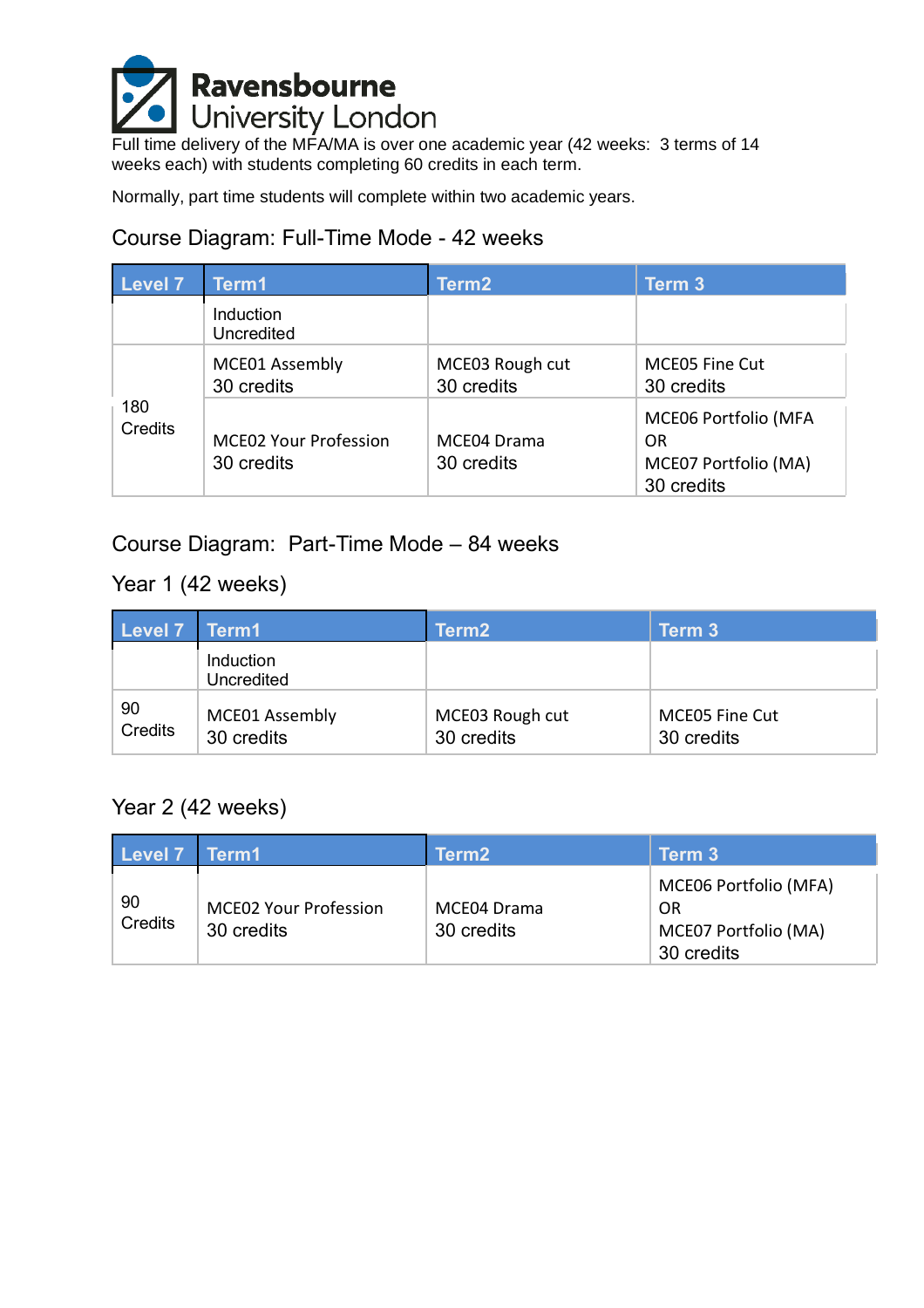Full time delivery of the MFA/MA is over one academic year (42 weeks: 3 terms of 14 weeks each) with students completing 60 credits in each term.

Normally, part time students will complete within two academic years.

## Course Diagram: Full-Time Mode - 42 weeks

| Level 7 | Term1 | Term2 | Term 3 |
|---|---|---|---|
| | Induction<br>Uncredited | | |
| 180 Credits | MCE01 Assembly<br>30 credits | MCE03 Rough cut<br>30 credits | MCE05 Fine Cut<br>30 credits |
| | MCE02 Your Profession<br>30 credits | MCE04 Drama<br>30 credits | MCE06 Portfolio (MFA<br>OR<br>MCE07 Portfolio (MA)<br>30 credits |

## Course Diagram: Part-Time Mode – 84 weeks

### Year 1 (42 weeks)

| Level 7 | Term1 | Term2 | Term 3 |
|---|---|---|---|
| | Induction<br>Uncredited | | |
| 90 Credits | MCE01 Assembly<br>30 credits | MCE03 Rough cut<br>30 credits | MCE05 Fine Cut<br>30 credits |

### Year 2 (42 weeks)

| Level 7 | Term1 | Term2 | Term 3 |
|---|---|---|---|
| 90 Credits | MCE02 Your Profession<br>30 credits | MCE04 Drama<br>30 credits | MCE06 Portfolio (MFA)<br>OR<br>MCE07 Portfolio (MA)<br>30 credits |